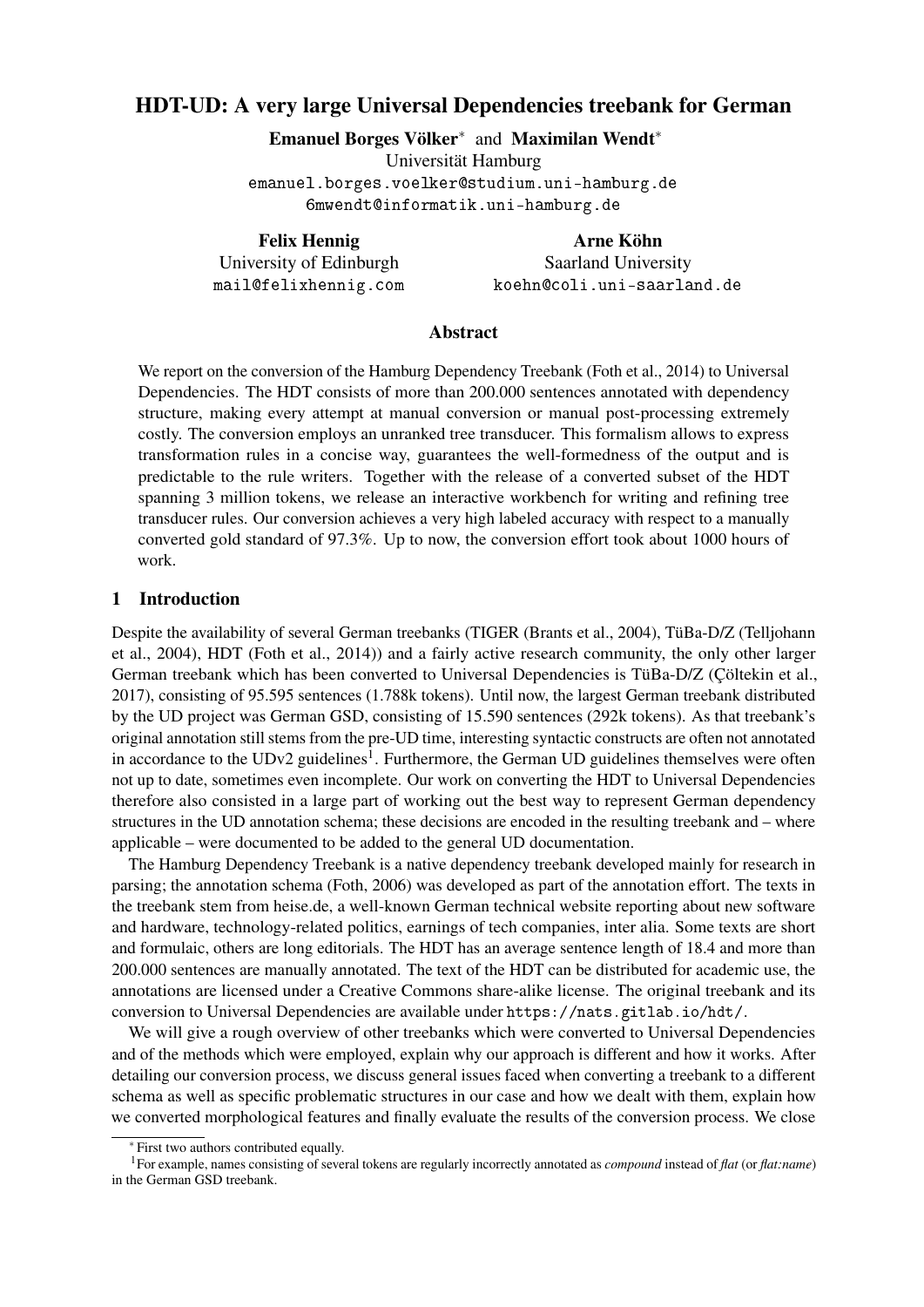# HDT-UD: A very large Universal Dependencies treebank for German

**Emanuel Borges Völker*** and **Maximilan Wendt***
Universität Hamburg
emanuel.borges.voelker@studium.uni-hamburg.de
6mwendt@informatik.uni-hamburg.de

**Felix Hennig**
University of Edinburgh
mail@felixhennig.com

**Arne Köhn**
Saarland University
koehn@coli.uni-saarland.de

## Abstract

We report on the conversion of the Hamburg Dependency Treebank (Foth et al., 2014) to Universal Dependencies. The HDT consists of more than 200.000 sentences annotated with dependency structure, making every attempt at manual conversion or manual post-processing extremely costly. The conversion employs an unranked tree transducer. This formalism allows to express transformation rules in a concise way, guarantees the well-formedness of the output and is predictable to the rule writers. Together with the release of a converted subset of the HDT spanning 3 million tokens, we release an interactive workbench for writing and refining tree transducer rules. Our conversion achieves a very high labeled accuracy with respect to a manually converted gold standard of 97.3%. Up to now, the conversion effort took about 1000 hours of work.

## 1 Introduction

Despite the availability of several German treebanks (TIGER (Brants et al., 2004), TüBa-D/Z (Telljohann et al., 2004), HDT (Foth et al., 2014)) and a fairly active research community, the only other larger German treebank which has been converted to Universal Dependencies is TüBa-D/Z (Çöltekin et al., 2017), consisting of 95.595 sentences (1.788k tokens). Until now, the largest German treebank distributed by the UD project was German GSD, consisting of 15.590 sentences (292k tokens). As that treebank's original annotation still stems from the pre-UD time, interesting syntactic constructs are often not annotated in accordance to the UDv2 guidelines[1]. Furthermore, the German UD guidelines themselves were often not up to date, sometimes even incomplete. Our work on converting the HDT to Universal Dependencies therefore also consisted in a large part of working out the best way to represent German dependency structures in the UD annotation schema; these decisions are encoded in the resulting treebank and – where applicable – were documented to be added to the general UD documentation.

The Hamburg Dependency Treebank is a native dependency treebank developed mainly for research in parsing; the annotation schema (Foth, 2006) was developed as part of the annotation effort. The texts in the treebank stem from heise.de, a well-known German technical website reporting about new software and hardware, technology-related politics, earnings of tech companies, inter alia. Some texts are short and formulaic, others are long editorials. The HDT has an average sentence length of 18.4 and more than 200.000 sentences are manually annotated. The text of the HDT can be distributed for academic use, the annotations are licensed under a Creative Commons share-alike license. The original treebank and its conversion to Universal Dependencies are available under https://nats.gitlab.io/hdt/.

We will give a rough overview of other treebanks which were converted to Universal Dependencies and of the methods which were employed, explain why our approach is different and how it works. After detailing our conversion process, we discuss general issues faced when converting a treebank to a different schema as well as specific problematic structures in our case and how we dealt with them, explain how we converted morphological features and finally evaluate the results of the conversion process. We close

* First two authors contributed equally.

[1] For example, names consisting of several tokens are regularly incorrectly annotated as *compound* instead of *flat* (or *flat:name*) in the German GSD treebank.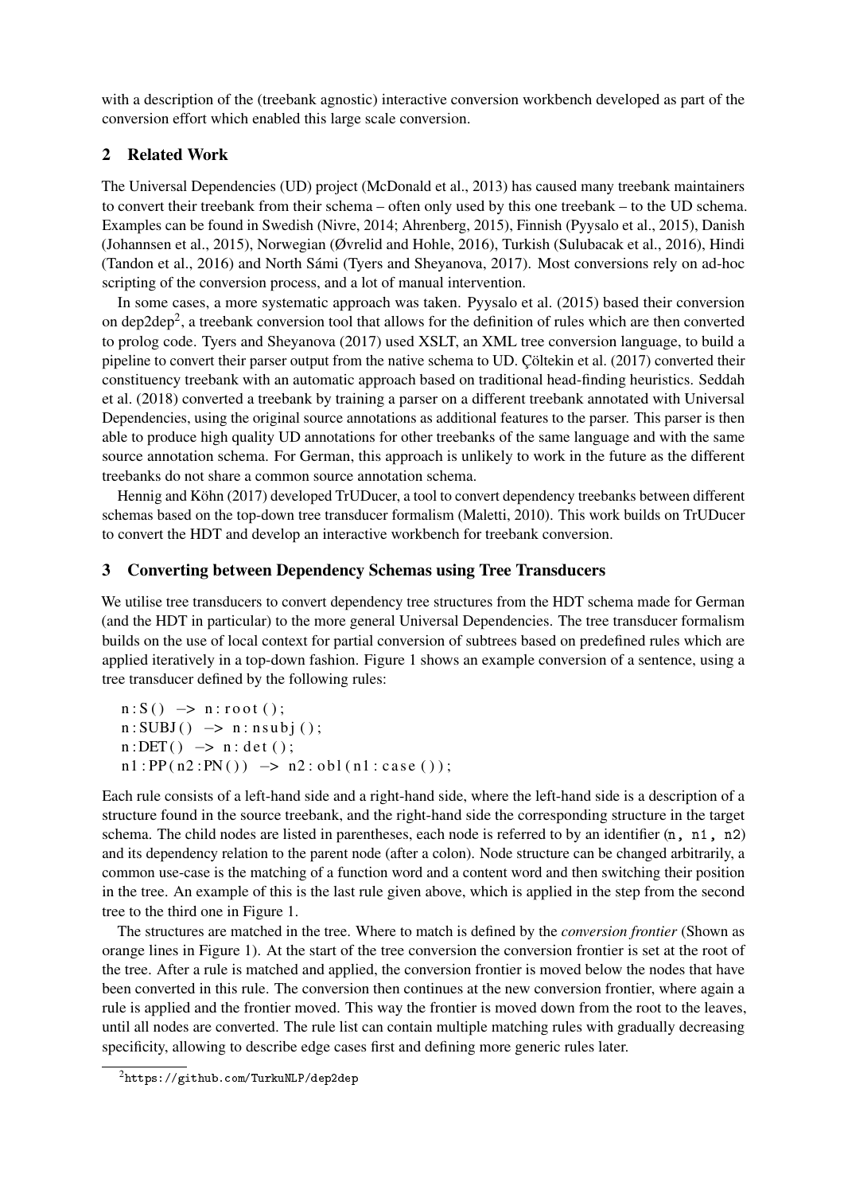with a description of the (treebank agnostic) interactive conversion workbench developed as part of the conversion effort which enabled this large scale conversion.

## 2 Related Work

The Universal Dependencies (UD) project (McDonald et al., 2013) has caused many treebank maintainers to convert their treebank from their schema – often only used by this one treebank – to the UD schema. Examples can be found in Swedish (Nivre, 2014; Ahrenberg, 2015), Finnish (Pyysalo et al., 2015), Danish (Johannsen et al., 2015), Norwegian (Øvrelid and Hohle, 2016), Turkish (Sulubacak et al., 2016), Hindi (Tandon et al., 2016) and North Sámi (Tyers and Sheyanova, 2017). Most conversions rely on ad-hoc scripting of the conversion process, and a lot of manual intervention.

In some cases, a more systematic approach was taken. Pyysalo et al. (2015) based their conversion on dep2dep[2], a treebank conversion tool that allows for the definition of rules which are then converted to prolog code. Tyers and Sheyanova (2017) used XSLT, an XML tree conversion language, to build a pipeline to convert their parser output from the native schema to UD. Çöltekin et al. (2017) converted their constituency treebank with an automatic approach based on traditional head-finding heuristics. Seddah et al. (2018) converted a treebank by training a parser on a different treebank annotated with Universal Dependencies, using the original source annotations as additional features to the parser. This parser is then able to produce high quality UD annotations for other treebanks of the same language and with the same source annotation schema. For German, this approach is unlikely to work in the future as the different treebanks do not share a common source annotation schema.

Hennig and Köhn (2017) developed TrUDucer, a tool to convert dependency treebanks between different schemas based on the top-down tree transducer formalism (Maletti, 2010). This work builds on TrUDucer to convert the HDT and develop an interactive workbench for treebank conversion.

## 3 Converting between Dependency Schemas using Tree Transducers

We utilise tree transducers to convert dependency tree structures from the HDT schema made for German (and the HDT in particular) to the more general Universal Dependencies. The tree transducer formalism builds on the use of local context for partial conversion of subtrees based on predefined rules which are applied iteratively in a top-down fashion. Figure 1 shows an example conversion of a sentence, using a tree transducer defined by the following rules:

```
n:S() -> n:root();
n:SUBJ() -> n:nsubj();
n:DET() -> n:det();
n1:PP(n2:PN()) -> n2:obl(n1:case());
```

Each rule consists of a left-hand side and a right-hand side, where the left-hand side is a description of a structure found in the source treebank, and the right-hand side the corresponding structure in the target schema. The child nodes are listed in parentheses, each node is referred to by an identifier (`n, n1, n2`) and its dependency relation to the parent node (after a colon). Node structure can be changed arbitrarily, a common use-case is the matching of a function word and a content word and then switching their position in the tree. An example of this is the last rule given above, which is applied in the step from the second tree to the third one in Figure 1.

The structures are matched in the tree. Where to match is defined by the *conversion frontier* (Shown as orange lines in Figure 1). At the start of the tree conversion the conversion frontier is set at the root of the tree. After a rule is matched and applied, the conversion frontier is moved below the nodes that have been converted in this rule. The conversion then continues at the new conversion frontier, where again a rule is applied and the frontier moved. This way the frontier is moved down from the root to the leaves, until all nodes are converted. The rule list can contain multiple matching rules with gradually decreasing specificity, allowing to describe edge cases first and defining more generic rules later.

[2] https://github.com/TurkuNLP/dep2dep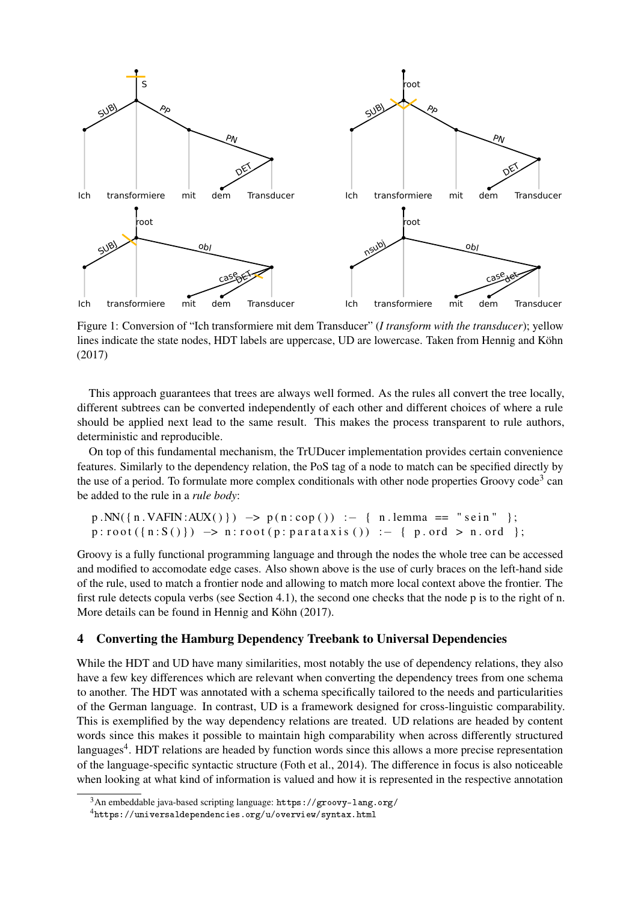Figure 1: Conversion of "Ich transformiere mit dem Transducer" (*I transform with the transducer*); yellow lines indicate the state nodes, HDT labels are uppercase, UD are lowercase. Taken from Hennig and Köhn (2017)

This approach guarantees that trees are always well formed. As the rules all convert the tree locally, different subtrees can be converted independently of each other and different choices of where a rule should be applied next lead to the same result. This makes the process transparent to rule authors, deterministic and reproducible.

On top of this fundamental mechanism, the TrUDucer implementation provides certain convenience features. Similarly to the dependency relation, the PoS tag of a node to match can be specified directly by the use of a period. To formulate more complex conditionals with other node properties Groovy code[3] can be added to the rule in a *rule body*:

```
p.NN({n.VAFIN:AUX()}) -> p(n:cop()) :- { n.lemma == "sein" };
p:root({n:S()}) -> n:root(p:parataxis()) :- { p.ord > n.ord };
```

Groovy is a fully functional programming language and through the nodes the whole tree can be accessed and modified to accomodate edge cases. Also shown above is the use of curly braces on the left-hand side of the rule, used to match a frontier node and allowing to match more local context above the frontier. The first rule detects copula verbs (see Section 4.1), the second one checks that the node p is to the right of n. More details can be found in Hennig and Köhn (2017).

## 4 Converting the Hamburg Dependency Treebank to Universal Dependencies

While the HDT and UD have many similarities, most notably the use of dependency relations, they also have a few key differences which are relevant when converting the dependency trees from one schema to another. The HDT was annotated with a schema specifically tailored to the needs and particularities of the German language. In contrast, UD is a framework designed for cross-linguistic comparability. This is exemplified by the way dependency relations are treated. UD relations are headed by content words since this makes it possible to maintain high comparability when across differently structured languages[4]. HDT relations are headed by function words since this allows a more precise representation of the language-specific syntactic structure (Foth et al., 2014). The difference in focus is also noticeable when looking at what kind of information is valued and how it is represented in the respective annotation

[3] An embeddable java-based scripting language: https://groovy-lang.org/

[4] https://universaldependencies.org/u/overview/syntax.html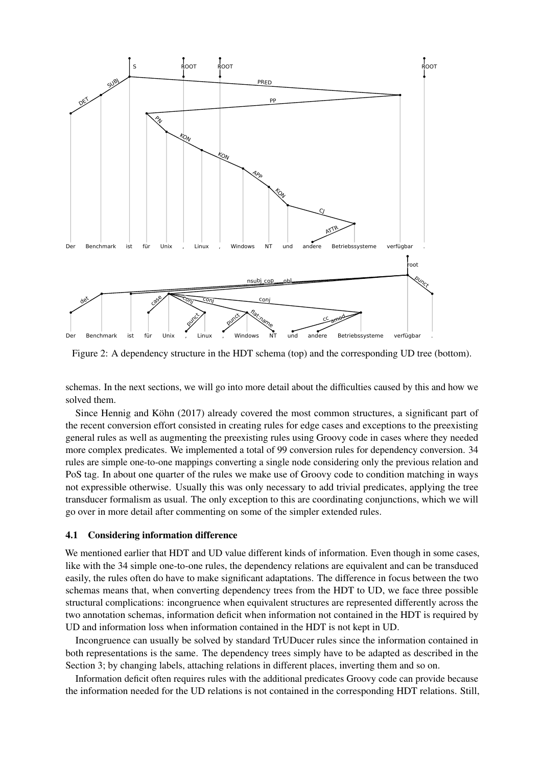Figure 2: A dependency structure in the HDT schema (top) and the corresponding UD tree (bottom).

schemas. In the next sections, we will go into more detail about the difficulties caused by this and how we solved them.

Since Hennig and Köhn (2017) already covered the most common structures, a significant part of the recent conversion effort consisted in creating rules for edge cases and exceptions to the preexisting general rules as well as augmenting the preexisting rules using Groovy code in cases where they needed more complex predicates. We implemented a total of 99 conversion rules for dependency conversion. 34 rules are simple one-to-one mappings converting a single node considering only the previous relation and PoS tag. In about one quarter of the rules we make use of Groovy code to condition matching in ways not expressible otherwise. Usually this was only necessary to add trivial predicates, applying the tree transducer formalism as usual. The only exception to this are coordinating conjunctions, which we will go over in more detail after commenting on some of the simpler extended rules.

### 4.1 Considering information difference

We mentioned earlier that HDT and UD value different kinds of information. Even though in some cases, like with the 34 simple one-to-one rules, the dependency relations are equivalent and can be transduced easily, the rules often do have to make significant adaptations. The difference in focus between the two schemas means that, when converting dependency trees from the HDT to UD, we face three possible structural complications: incongruence when equivalent structures are represented differently across the two annotation schemas, information deficit when information not contained in the HDT is required by UD and information loss when information contained in the HDT is not kept in UD.

Incongruence can usually be solved by standard TrUDucer rules since the information contained in both representations is the same. The dependency trees simply have to be adapted as described in the Section 3; by changing labels, attaching relations in different places, inverting them and so on.

Information deficit often requires rules with the additional predicates Groovy code can provide because the information needed for the UD relations is not contained in the corresponding HDT relations. Still,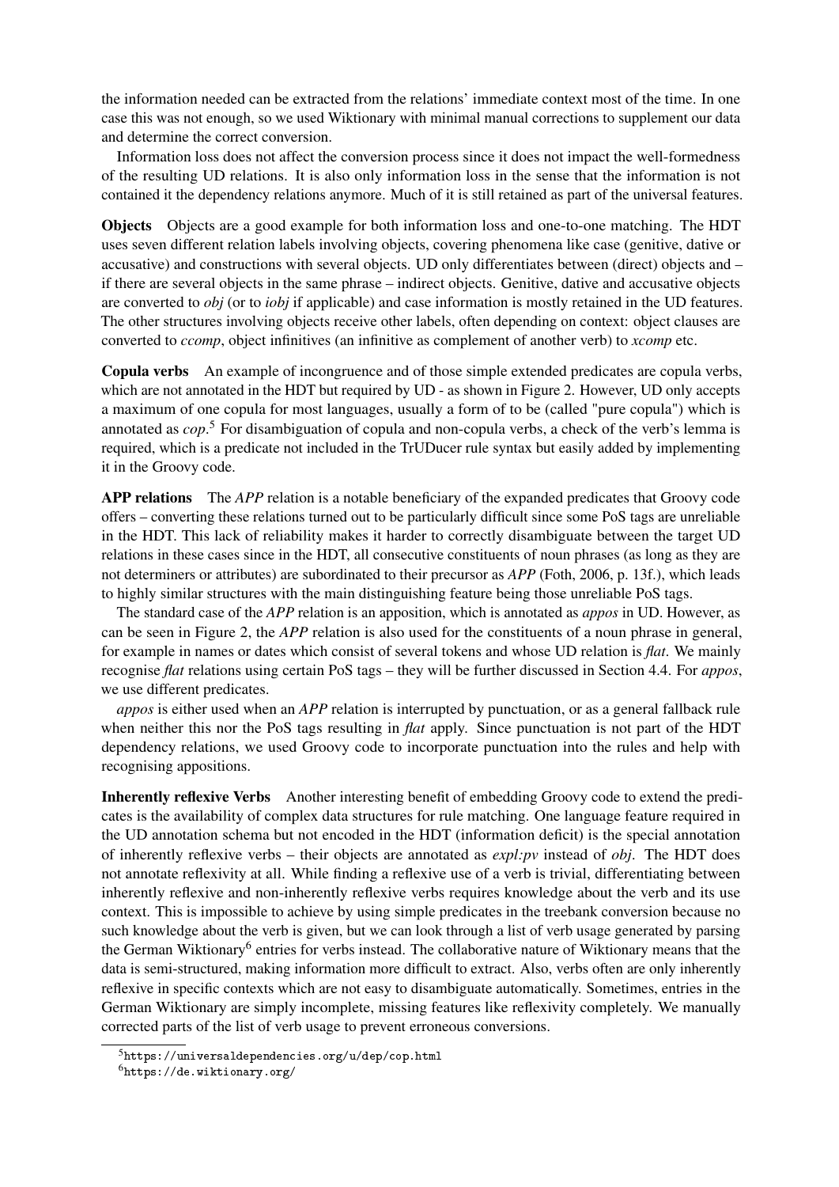the information needed can be extracted from the relations' immediate context most of the time. In one case this was not enough, so we used Wiktionary with minimal manual corrections to supplement our data and determine the correct conversion.

Information loss does not affect the conversion process since it does not impact the well-formedness of the resulting UD relations. It is also only information loss in the sense that the information is not contained it the dependency relations anymore. Much of it is still retained as part of the universal features.

**Objects** Objects are a good example for both information loss and one-to-one matching. The HDT uses seven different relation labels involving objects, covering phenomena like case (genitive, dative or accusative) and constructions with several objects. UD only differentiates between (direct) objects and – if there are several objects in the same phrase – indirect objects. Genitive, dative and accusative objects are converted to *obj* (or to *iobj* if applicable) and case information is mostly retained in the UD features. The other structures involving objects receive other labels, often depending on context: object clauses are converted to *ccomp*, object infinitives (an infinitive as complement of another verb) to *xcomp* etc.

**Copula verbs** An example of incongruence and of those simple extended predicates are copula verbs, which are not annotated in the HDT but required by UD - as shown in Figure 2. However, UD only accepts a maximum of one copula for most languages, usually a form of to be (called "pure copula") which is annotated as *cop*.[5] For disambiguation of copula and non-copula verbs, a check of the verb's lemma is required, which is a predicate not included in the TrUDucer rule syntax but easily added by implementing it in the Groovy code.

**APP relations** The *APP* relation is a notable beneficiary of the expanded predicates that Groovy code offers – converting these relations turned out to be particularly difficult since some PoS tags are unreliable in the HDT. This lack of reliability makes it harder to correctly disambiguate between the target UD relations in these cases since in the HDT, all consecutive constituents of noun phrases (as long as they are not determiners or attributes) are subordinated to their precursor as *APP* (Foth, 2006, p. 13f.), which leads to highly similar structures with the main distinguishing feature being those unreliable PoS tags.

The standard case of the *APP* relation is an apposition, which is annotated as *appos* in UD. However, as can be seen in Figure 2, the *APP* relation is also used for the constituents of a noun phrase in general, for example in names or dates which consist of several tokens and whose UD relation is *flat*. We mainly recognise *flat* relations using certain PoS tags – they will be further discussed in Section 4.4. For *appos*, we use different predicates.

*appos* is either used when an *APP* relation is interrupted by punctuation, or as a general fallback rule when neither this nor the PoS tags resulting in *flat* apply. Since punctuation is not part of the HDT dependency relations, we used Groovy code to incorporate punctuation into the rules and help with recognising appositions.

**Inherently reflexive Verbs** Another interesting benefit of embedding Groovy code to extend the predicates is the availability of complex data structures for rule matching. One language feature required in the UD annotation schema but not encoded in the HDT (information deficit) is the special annotation of inherently reflexive verbs – their objects are annotated as *expl:pv* instead of *obj*. The HDT does not annotate reflexivity at all. While finding a reflexive use of a verb is trivial, differentiating between inherently reflexive and non-inherently reflexive verbs requires knowledge about the verb and its use context. This is impossible to achieve by using simple predicates in the treebank conversion because no such knowledge about the verb is given, but we can look through a list of verb usage generated by parsing the German Wiktionary[6] entries for verbs instead. The collaborative nature of Wiktionary means that the data is semi-structured, making information more difficult to extract. Also, verbs often are only inherently reflexive in specific contexts which are not easy to disambiguate automatically. Sometimes, entries in the German Wiktionary are simply incomplete, missing features like reflexivity completely. We manually corrected parts of the list of verb usage to prevent erroneous conversions.

[5] https://universaldependencies.org/u/dep/cop.html

[6] https://de.wiktionary.org/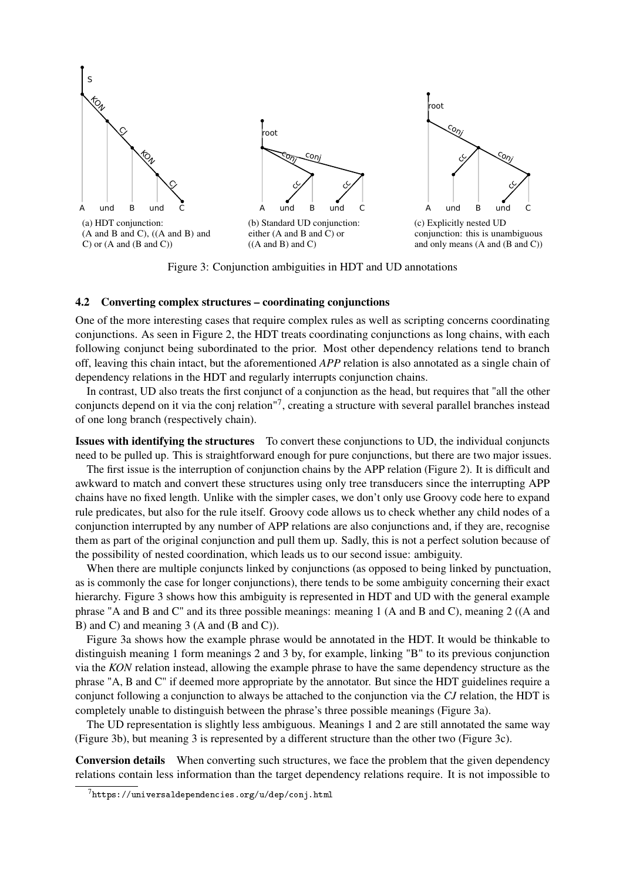(a) HDT conjunction: (A and B and C), ((A and B) and C) or (A and (B and C))

(b) Standard UD conjunction: either (A and B and C) or ((A and B) and C)

(c) Explicitly nested UD conjunction: this is unambiguous and only means (A and (B and C))

Figure 3: Conjunction ambiguities in HDT and UD annotations

### 4.2 Converting complex structures – coordinating conjunctions

One of the more interesting cases that require complex rules as well as scripting concerns coordinating conjunctions. As seen in Figure 2, the HDT treats coordinating conjunctions as long chains, with each following conjunct being subordinated to the prior. Most other dependency relations tend to branch off, leaving this chain intact, but the aforementioned *APP* relation is also annotated as a single chain of dependency relations in the HDT and regularly interrupts conjunction chains.

In contrast, UD also treats the first conjunct of a conjunction as the head, but requires that "all the other conjuncts depend on it via the conj relation"[7], creating a structure with several parallel branches instead of one long branch (respectively chain).

**Issues with identifying the structures** To convert these conjunctions to UD, the individual conjuncts need to be pulled up. This is straightforward enough for pure conjunctions, but there are two major issues.

The first issue is the interruption of conjunction chains by the APP relation (Figure 2). It is difficult and awkward to match and convert these structures using only tree transducers since the interrupting APP chains have no fixed length. Unlike with the simpler cases, we don't only use Groovy code here to expand rule predicates, but also for the rule itself. Groovy code allows us to check whether any child nodes of a conjunction interrupted by any number of APP relations are also conjunctions and, if they are, recognise them as part of the original conjunction and pull them up. Sadly, this is not a perfect solution because of the possibility of nested coordination, which leads us to our second issue: ambiguity.

When there are multiple conjuncts linked by conjunctions (as opposed to being linked by punctuation, as is commonly the case for longer conjunctions), there tends to be some ambiguity concerning their exact hierarchy. Figure 3 shows how this ambiguity is represented in HDT and UD with the general example phrase "A and B and C" and its three possible meanings: meaning 1 (A and B and C), meaning 2 ((A and B) and C) and meaning 3 (A and (B and C)).

Figure 3a shows how the example phrase would be annotated in the HDT. It would be thinkable to distinguish meaning 1 form meanings 2 and 3 by, for example, linking "B" to its previous conjunction via the *KON* relation instead, allowing the example phrase to have the same dependency structure as the phrase "A, B and C" if deemed more appropriate by the annotator. But since the HDT guidelines require a conjunct following a conjunction to always be attached to the conjunction via the *CJ* relation, the HDT is completely unable to distinguish between the phrase's three possible meanings (Figure 3a).

The UD representation is slightly less ambiguous. Meanings 1 and 2 are still annotated the same way (Figure 3b), but meaning 3 is represented by a different structure than the other two (Figure 3c).

**Conversion details** When converting such structures, we face the problem that the given dependency relations contain less information than the target dependency relations require. It is not impossible to

[7] https://universaldependencies.org/u/dep/conj.html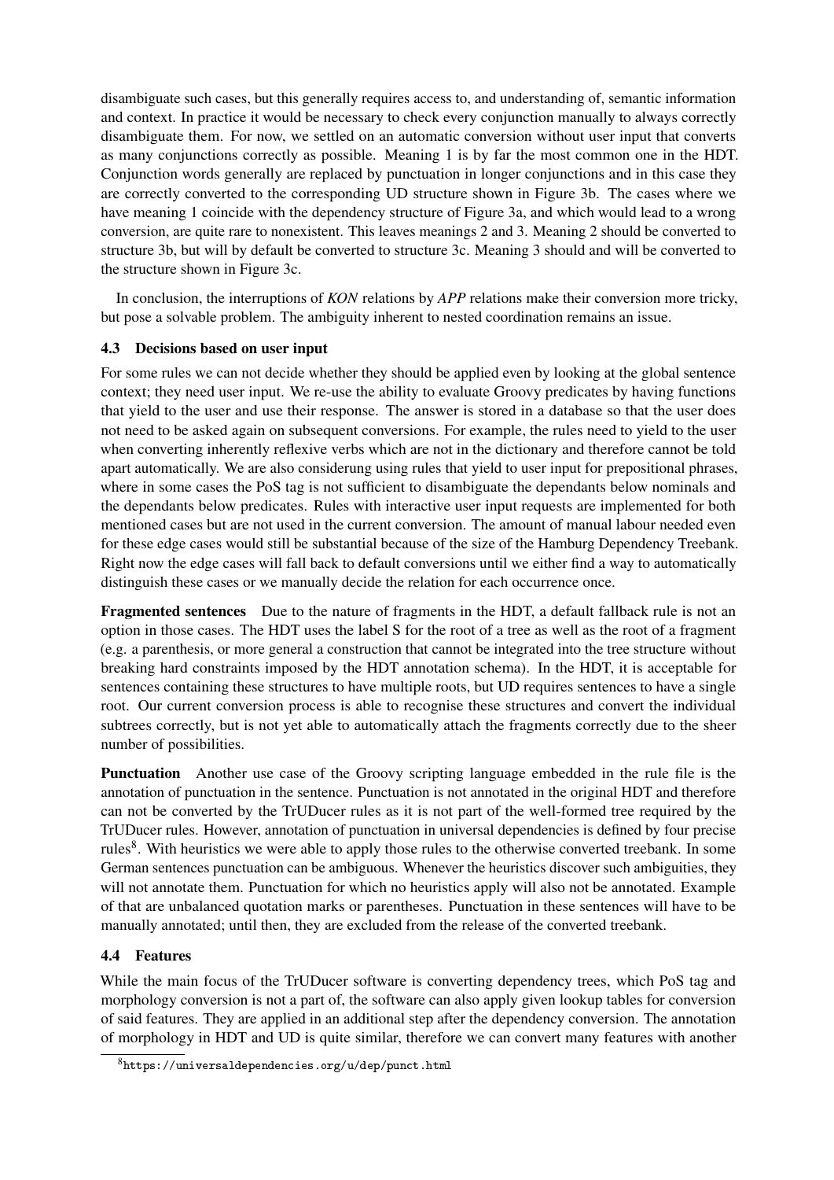disambiguate such cases, but this generally requires access to, and understanding of, semantic information and context. In practice it would be necessary to check every conjunction manually to always correctly disambiguate them. For now, we settled on an automatic conversion without user input that converts as many conjunctions correctly as possible. Meaning 1 is by far the most common one in the HDT. Conjunction words generally are replaced by punctuation in longer conjunctions and in this case they are correctly converted to the corresponding UD structure shown in Figure 3b. The cases where we have meaning 1 coincide with the dependency structure of Figure 3a, and which would lead to a wrong conversion, are quite rare to nonexistent. This leaves meanings 2 and 3. Meaning 2 should be converted to structure 3b, but will by default be converted to structure 3c. Meaning 3 should and will be converted to the structure shown in Figure 3c.

In conclusion, the interruptions of *KON* relations by *APP* relations make their conversion more tricky, but pose a solvable problem. The ambiguity inherent to nested coordination remains an issue.

### 4.3 Decisions based on user input

For some rules we can not decide whether they should be applied even by looking at the global sentence context; they need user input. We re-use the ability to evaluate Groovy predicates by having functions that yield to the user and use their response. The answer is stored in a database so that the user does not need to be asked again on subsequent conversions. For example, the rules need to yield to the user when converting inherently reflexive verbs which are not in the dictionary and therefore cannot be told apart automatically. We are also considerung using rules that yield to user input for prepositional phrases, where in some cases the PoS tag is not sufficient to disambiguate the dependants below nominals and the dependants below predicates. Rules with interactive user input requests are implemented for both mentioned cases but are not used in the current conversion. The amount of manual labour needed even for these edge cases would still be substantial because of the size of the Hamburg Dependency Treebank. Right now the edge cases will fall back to default conversions until we either find a way to automatically distinguish these cases or we manually decide the relation for each occurrence once.

**Fragmented sentences** Due to the nature of fragments in the HDT, a default fallback rule is not an option in those cases. The HDT uses the label S for the root of a tree as well as the root of a fragment (e.g. a parenthesis, or more general a construction that cannot be integrated into the tree structure without breaking hard constraints imposed by the HDT annotation schema). In the HDT, it is acceptable for sentences containing these structures to have multiple roots, but UD requires sentences to have a single root. Our current conversion process is able to recognise these structures and convert the individual subtrees correctly, but is not yet able to automatically attach the fragments correctly due to the sheer number of possibilities.

**Punctuation** Another use case of the Groovy scripting language embedded in the rule file is the annotation of punctuation in the sentence. Punctuation is not annotated in the original HDT and therefore can not be converted by the TrUDucer rules as it is not part of the well-formed tree required by the TrUDucer rules. However, annotation of punctuation in universal dependencies is defined by four precise rules[8]. With heuristics we were able to apply those rules to the otherwise converted treebank. In some German sentences punctuation can be ambiguous. Whenever the heuristics discover such ambiguities, they will not annotate them. Punctuation for which no heuristics apply will also not be annotated. Example of that are unbalanced quotation marks or parentheses. Punctuation in these sentences will have to be manually annotated; until then, they are excluded from the release of the converted treebank.

### 4.4 Features

While the main focus of the TrUDucer software is converting dependency trees, which PoS tag and morphology conversion is not a part of, the software can also apply given lookup tables for conversion of said features. They are applied in an additional step after the dependency conversion. The annotation of morphology in HDT and UD is quite similar, therefore we can convert many features with another

[8] https://universaldependencies.org/u/dep/punct.html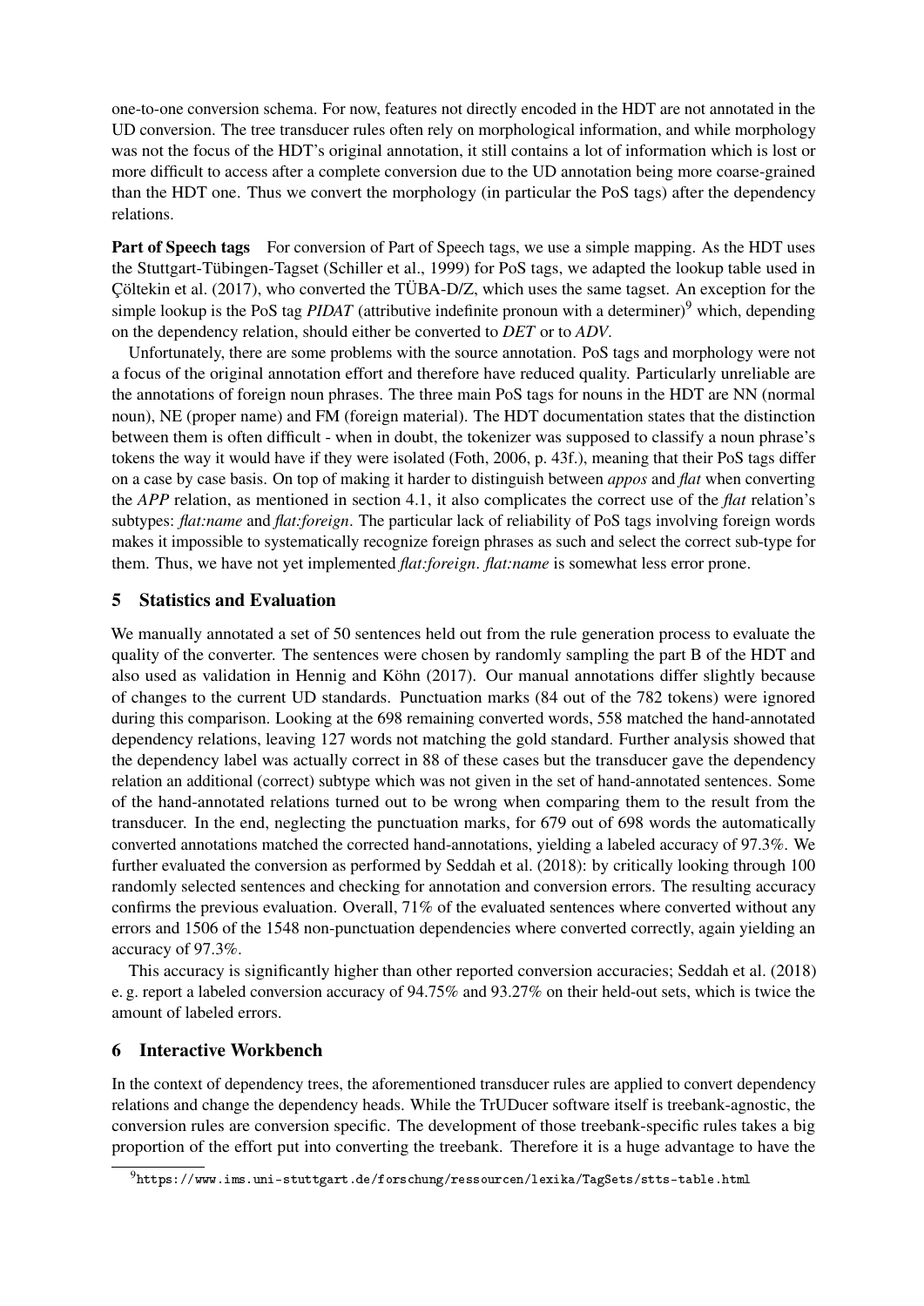one-to-one conversion schema. For now, features not directly encoded in the HDT are not annotated in the UD conversion. The tree transducer rules often rely on morphological information, and while morphology was not the focus of the HDT's original annotation, it still contains a lot of information which is lost or more difficult to access after a complete conversion due to the UD annotation being more coarse-grained than the HDT one. Thus we convert the morphology (in particular the PoS tags) after the dependency relations.

**Part of Speech tags** For conversion of Part of Speech tags, we use a simple mapping. As the HDT uses the Stuttgart-Tübingen-Tagset (Schiller et al., 1999) for PoS tags, we adapted the lookup table used in Çöltekin et al. (2017), who converted the TÜBA-D/Z, which uses the same tagset. An exception for the simple lookup is the PoS tag *PIDAT* (attributive indefinite pronoun with a determiner)[9] which, depending on the dependency relation, should either be converted to *DET* or to *ADV*.

Unfortunately, there are some problems with the source annotation. PoS tags and morphology were not a focus of the original annotation effort and therefore have reduced quality. Particularly unreliable are the annotations of foreign noun phrases. The three main PoS tags for nouns in the HDT are NN (normal noun), NE (proper name) and FM (foreign material). The HDT documentation states that the distinction between them is often difficult - when in doubt, the tokenizer was supposed to classify a noun phrase's tokens the way it would have if they were isolated (Foth, 2006, p. 43f.), meaning that their PoS tags differ on a case by case basis. On top of making it harder to distinguish between *appos* and *flat* when converting the *APP* relation, as mentioned in section 4.1, it also complicates the correct use of the *flat* relation's subtypes: *flat:name* and *flat:foreign*. The particular lack of reliability of PoS tags involving foreign words makes it impossible to systematically recognize foreign phrases as such and select the correct sub-type for them. Thus, we have not yet implemented *flat:foreign*. *flat:name* is somewhat less error prone.

## 5 Statistics and Evaluation

We manually annotated a set of 50 sentences held out from the rule generation process to evaluate the quality of the converter. The sentences were chosen by randomly sampling the part B of the HDT and also used as validation in Hennig and Köhn (2017). Our manual annotations differ slightly because of changes to the current UD standards. Punctuation marks (84 out of the 782 tokens) were ignored during this comparison. Looking at the 698 remaining converted words, 558 matched the hand-annotated dependency relations, leaving 127 words not matching the gold standard. Further analysis showed that the dependency label was actually correct in 88 of these cases but the transducer gave the dependency relation an additional (correct) subtype which was not given in the set of hand-annotated sentences. Some of the hand-annotated relations turned out to be wrong when comparing them to the result from the transducer. In the end, neglecting the punctuation marks, for 679 out of 698 words the automatically converted annotations matched the corrected hand-annotations, yielding a labeled accuracy of 97.3%. We further evaluated the conversion as performed by Seddah et al. (2018): by critically looking through 100 randomly selected sentences and checking for annotation and conversion errors. The resulting accuracy confirms the previous evaluation. Overall, 71% of the evaluated sentences where converted without any errors and 1506 of the 1548 non-punctuation dependencies where converted correctly, again yielding an accuracy of 97.3%.

This accuracy is significantly higher than other reported conversion accuracies; Seddah et al. (2018) e. g. report a labeled conversion accuracy of 94.75% and 93.27% on their held-out sets, which is twice the amount of labeled errors.

## 6 Interactive Workbench

In the context of dependency trees, the aforementioned transducer rules are applied to convert dependency relations and change the dependency heads. While the TrUDucer software itself is treebank-agnostic, the conversion rules are conversion specific. The development of those treebank-specific rules takes a big proportion of the effort put into converting the treebank. Therefore it is a huge advantage to have the

[9] https://www.ims.uni-stuttgart.de/forschung/ressourcen/lexika/TagSets/stts-table.html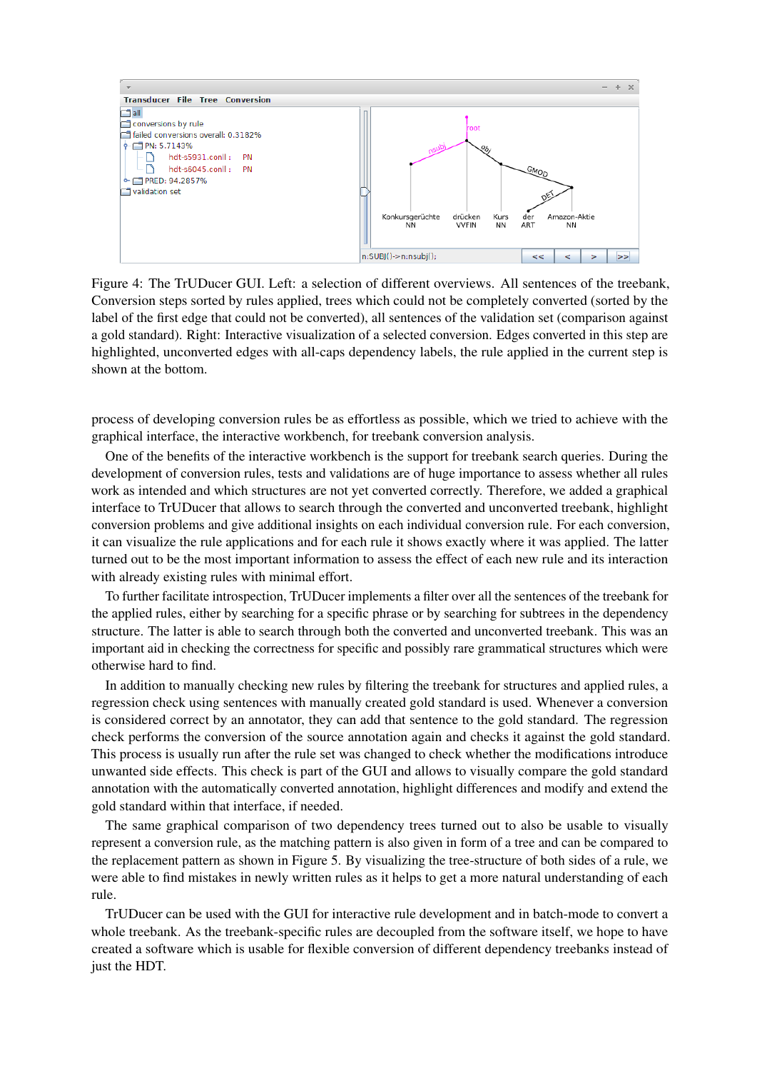Figure 4: The TrUDucer GUI. Left: a selection of different overviews. All sentences of the treebank, Conversion steps sorted by rules applied, trees which could not be completely converted (sorted by the label of the first edge that could not be converted), all sentences of the validation set (comparison against a gold standard). Right: Interactive visualization of a selected conversion. Edges converted in this step are highlighted, unconverted edges with all-caps dependency labels, the rule applied in the current step is shown at the bottom.

process of developing conversion rules be as effortless as possible, which we tried to achieve with the graphical interface, the interactive workbench, for treebank conversion analysis.

One of the benefits of the interactive workbench is the support for treebank search queries. During the development of conversion rules, tests and validations are of huge importance to assess whether all rules work as intended and which structures are not yet converted correctly. Therefore, we added a graphical interface to TrUDucer that allows to search through the converted and unconverted treebank, highlight conversion problems and give additional insights on each individual conversion rule. For each conversion, it can visualize the rule applications and for each rule it shows exactly where it was applied. The latter turned out to be the most important information to assess the effect of each new rule and its interaction with already existing rules with minimal effort.

To further facilitate introspection, TrUDucer implements a filter over all the sentences of the treebank for the applied rules, either by searching for a specific phrase or by searching for subtrees in the dependency structure. The latter is able to search through both the converted and unconverted treebank. This was an important aid in checking the correctness for specific and possibly rare grammatical structures which were otherwise hard to find.

In addition to manually checking new rules by filtering the treebank for structures and applied rules, a regression check using sentences with manually created gold standard is used. Whenever a conversion is considered correct by an annotator, they can add that sentence to the gold standard. The regression check performs the conversion of the source annotation again and checks it against the gold standard. This process is usually run after the rule set was changed to check whether the modifications introduce unwanted side effects. This check is part of the GUI and allows to visually compare the gold standard annotation with the automatically converted annotation, highlight differences and modify and extend the gold standard within that interface, if needed.

The same graphical comparison of two dependency trees turned out to also be usable to visually represent a conversion rule, as the matching pattern is also given in form of a tree and can be compared to the replacement pattern as shown in Figure 5. By visualizing the tree-structure of both sides of a rule, we were able to find mistakes in newly written rules as it helps to get a more natural understanding of each rule.

TrUDucer can be used with the GUI for interactive rule development and in batch-mode to convert a whole treebank. As the treebank-specific rules are decoupled from the software itself, we hope to have created a software which is usable for flexible conversion of different dependency treebanks instead of just the HDT.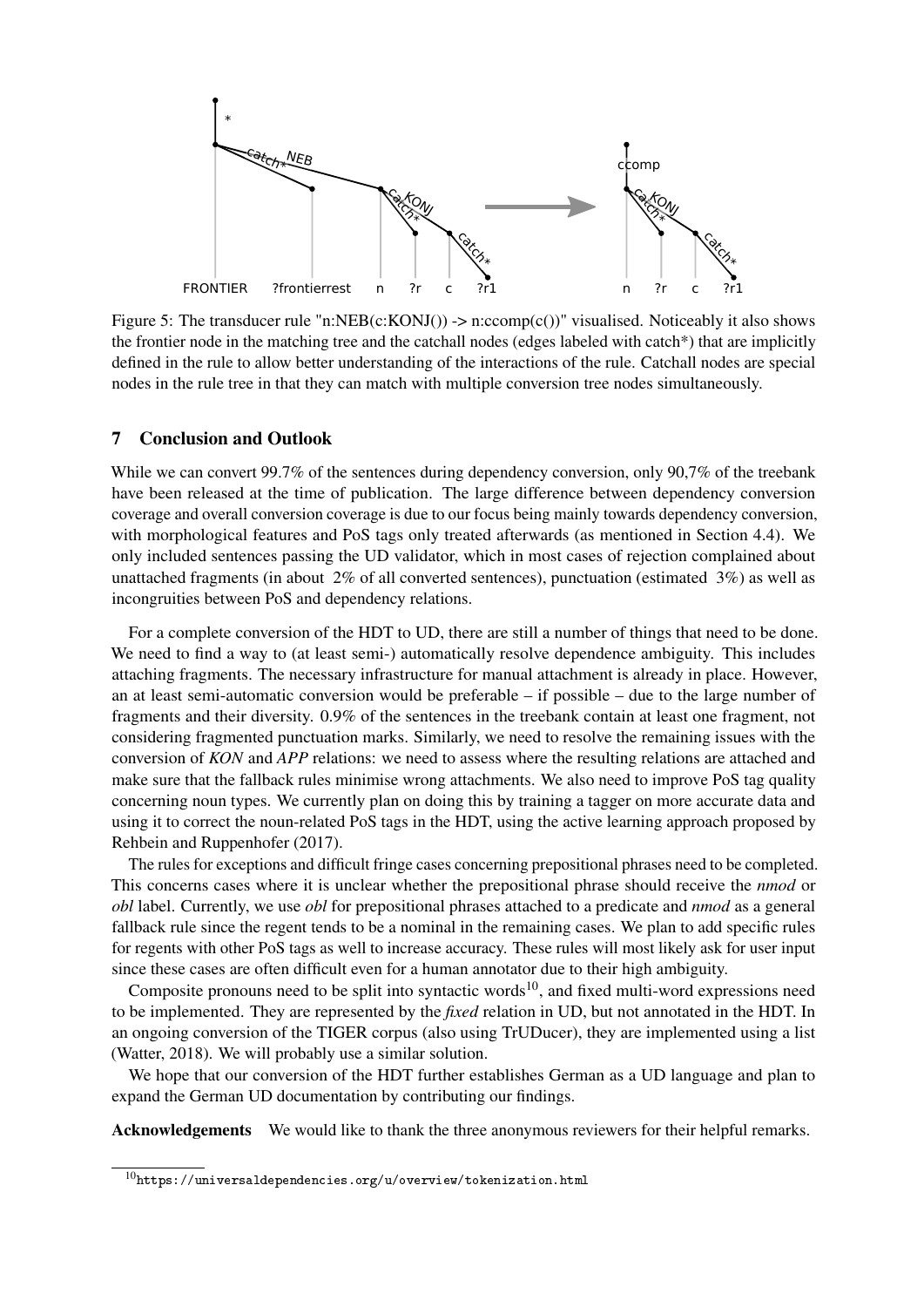Figure 5: The transducer rule "n:NEB(c:KONJ()) -> n:ccomp(c())" visualised. Noticeably it also shows the frontier node in the matching tree and the catchall nodes (edges labeled with catch*) that are implicitly defined in the rule to allow better understanding of the interactions of the rule. Catchall nodes are special nodes in the rule tree in that they can match with multiple conversion tree nodes simultaneously.

## 7 Conclusion and Outlook

While we can convert 99.7% of the sentences during dependency conversion, only 90,7% of the treebank have been released at the time of publication. The large difference between dependency conversion coverage and overall conversion coverage is due to our focus being mainly towards dependency conversion, with morphological features and PoS tags only treated afterwards (as mentioned in Section 4.4). We only included sentences passing the UD validator, which in most cases of rejection complained about unattached fragments (in about 2% of all converted sentences), punctuation (estimated 3%) as well as incongruities between PoS and dependency relations.

For a complete conversion of the HDT to UD, there are still a number of things that need to be done. We need to find a way to (at least semi-) automatically resolve dependence ambiguity. This includes attaching fragments. The necessary infrastructure for manual attachment is already in place. However, an at least semi-automatic conversion would be preferable – if possible – due to the large number of fragments and their diversity. 0.9% of the sentences in the treebank contain at least one fragment, not considering fragmented punctuation marks. Similarly, we need to resolve the remaining issues with the conversion of *KON* and *APP* relations: we need to assess where the resulting relations are attached and make sure that the fallback rules minimise wrong attachments. We also need to improve PoS tag quality concerning noun types. We currently plan on doing this by training a tagger on more accurate data and using it to correct the noun-related PoS tags in the HDT, using the active learning approach proposed by Rehbein and Ruppenhofer (2017).

The rules for exceptions and difficult fringe cases concerning prepositional phrases need to be completed. This concerns cases where it is unclear whether the prepositional phrase should receive the *nmod* or *obl* label. Currently, we use *obl* for prepositional phrases attached to a predicate and *nmod* as a general fallback rule since the regent tends to be a nominal in the remaining cases. We plan to add specific rules for regents with other PoS tags as well to increase accuracy. These rules will most likely ask for user input since these cases are often difficult even for a human annotator due to their high ambiguity.

Composite pronouns need to be split into syntactic words[10], and fixed multi-word expressions need to be implemented. They are represented by the *fixed* relation in UD, but not annotated in the HDT. In an ongoing conversion of the TIGER corpus (also using TrUDucer), they are implemented using a list (Watter, 2018). We will probably use a similar solution.

We hope that our conversion of the HDT further establishes German as a UD language and plan to expand the German UD documentation by contributing our findings.

**Acknowledgements** We would like to thank the three anonymous reviewers for their helpful remarks.

[10] https://universaldependencies.org/u/overview/tokenization.html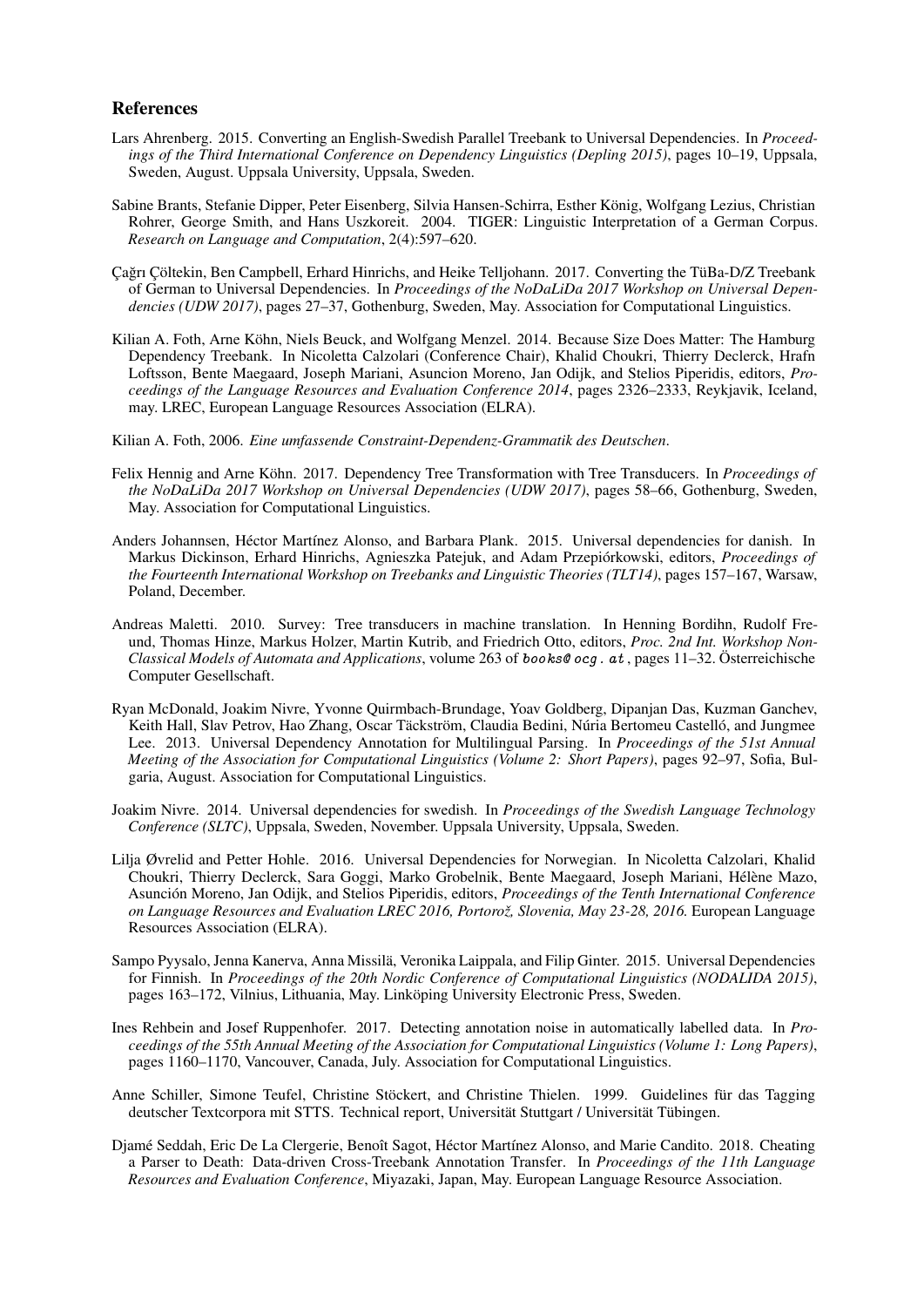## References

Lars Ahrenberg. 2015. Converting an English-Swedish Parallel Treebank to Universal Dependencies. In *Proceedings of the Third International Conference on Dependency Linguistics (Depling 2015)*, pages 10–19, Uppsala, Sweden, August. Uppsala University, Uppsala, Sweden.

Sabine Brants, Stefanie Dipper, Peter Eisenberg, Silvia Hansen-Schirra, Esther König, Wolfgang Lezius, Christian Rohrer, George Smith, and Hans Uszkoreit. 2004. TIGER: Linguistic Interpretation of a German Corpus. *Research on Language and Computation*, 2(4):597–620.

Çağrı Çöltekin, Ben Campbell, Erhard Hinrichs, and Heike Telljohann. 2017. Converting the TüBa-D/Z Treebank of German to Universal Dependencies. In *Proceedings of the NoDaLiDa 2017 Workshop on Universal Dependencies (UDW 2017)*, pages 27–37, Gothenburg, Sweden, May. Association for Computational Linguistics.

Kilian A. Foth, Arne Köhn, Niels Beuck, and Wolfgang Menzel. 2014. Because Size Does Matter: The Hamburg Dependency Treebank. In Nicoletta Calzolari (Conference Chair), Khalid Choukri, Thierry Declerck, Hrafn Loftsson, Bente Maegaard, Joseph Mariani, Asuncion Moreno, Jan Odijk, and Stelios Piperidis, editors, *Proceedings of the Language Resources and Evaluation Conference 2014*, pages 2326–2333, Reykjavik, Iceland, may. LREC, European Language Resources Association (ELRA).

Kilian A. Foth, 2006. *Eine umfassende Constraint-Dependenz-Grammatik des Deutschen*.

Felix Hennig and Arne Köhn. 2017. Dependency Tree Transformation with Tree Transducers. In *Proceedings of the NoDaLiDa 2017 Workshop on Universal Dependencies (UDW 2017)*, pages 58–66, Gothenburg, Sweden, May. Association for Computational Linguistics.

Anders Johannsen, Héctor Martínez Alonso, and Barbara Plank. 2015. Universal dependencies for danish. In Markus Dickinson, Erhard Hinrichs, Agnieszka Patejuk, and Adam Przepiórkowski, editors, *Proceedings of the Fourteenth International Workshop on Treebanks and Linguistic Theories (TLT14)*, pages 157–167, Warsaw, Poland, December.

Andreas Maletti. 2010. Survey: Tree transducers in machine translation. In Henning Bordihn, Rudolf Freund, Thomas Hinze, Markus Holzer, Martin Kutrib, and Friedrich Otto, editors, *Proc. 2nd Int. Workshop Non-Classical Models of Automata and Applications*, volume 263 of *books@ocg.at*, pages 11–32. Österreichische Computer Gesellschaft.

Ryan McDonald, Joakim Nivre, Yvonne Quirmbach-Brundage, Yoav Goldberg, Dipanjan Das, Kuzman Ganchev, Keith Hall, Slav Petrov, Hao Zhang, Oscar Täckström, Claudia Bedini, Núria Bertomeu Castelló, and Jungmee Lee. 2013. Universal Dependency Annotation for Multilingual Parsing. In *Proceedings of the 51st Annual Meeting of the Association for Computational Linguistics (Volume 2: Short Papers)*, pages 92–97, Sofia, Bulgaria, August. Association for Computational Linguistics.

Joakim Nivre. 2014. Universal dependencies for swedish. In *Proceedings of the Swedish Language Technology Conference (SLTC)*, Uppsala, Sweden, November. Uppsala University, Uppsala, Sweden.

Lilja Øvrelid and Petter Hohle. 2016. Universal Dependencies for Norwegian. In Nicoletta Calzolari, Khalid Choukri, Thierry Declerck, Sara Goggi, Marko Grobelnik, Bente Maegaard, Joseph Mariani, Hélène Mazo, Asunción Moreno, Jan Odijk, and Stelios Piperidis, editors, *Proceedings of the Tenth International Conference on Language Resources and Evaluation LREC 2016, Portorož, Slovenia, May 23-28, 2016.* European Language Resources Association (ELRA).

Sampo Pyysalo, Jenna Kanerva, Anna Missilä, Veronika Laippala, and Filip Ginter. 2015. Universal Dependencies for Finnish. In *Proceedings of the 20th Nordic Conference of Computational Linguistics (NODALIDA 2015)*, pages 163–172, Vilnius, Lithuania, May. Linköping University Electronic Press, Sweden.

Ines Rehbein and Josef Ruppenhofer. 2017. Detecting annotation noise in automatically labelled data. In *Proceedings of the 55th Annual Meeting of the Association for Computational Linguistics (Volume 1: Long Papers)*, pages 1160–1170, Vancouver, Canada, July. Association for Computational Linguistics.

Anne Schiller, Simone Teufel, Christine Stöckert, and Christine Thielen. 1999. Guidelines für das Tagging deutscher Textcorpora mit STTS. Technical report, Universität Stuttgart / Universität Tübingen.

Djamé Seddah, Eric De La Clergerie, Benoît Sagot, Héctor Martínez Alonso, and Marie Candito. 2018. Cheating a Parser to Death: Data-driven Cross-Treebank Annotation Transfer. In *Proceedings of the 11th Language Resources and Evaluation Conference*, Miyazaki, Japan, May. European Language Resource Association.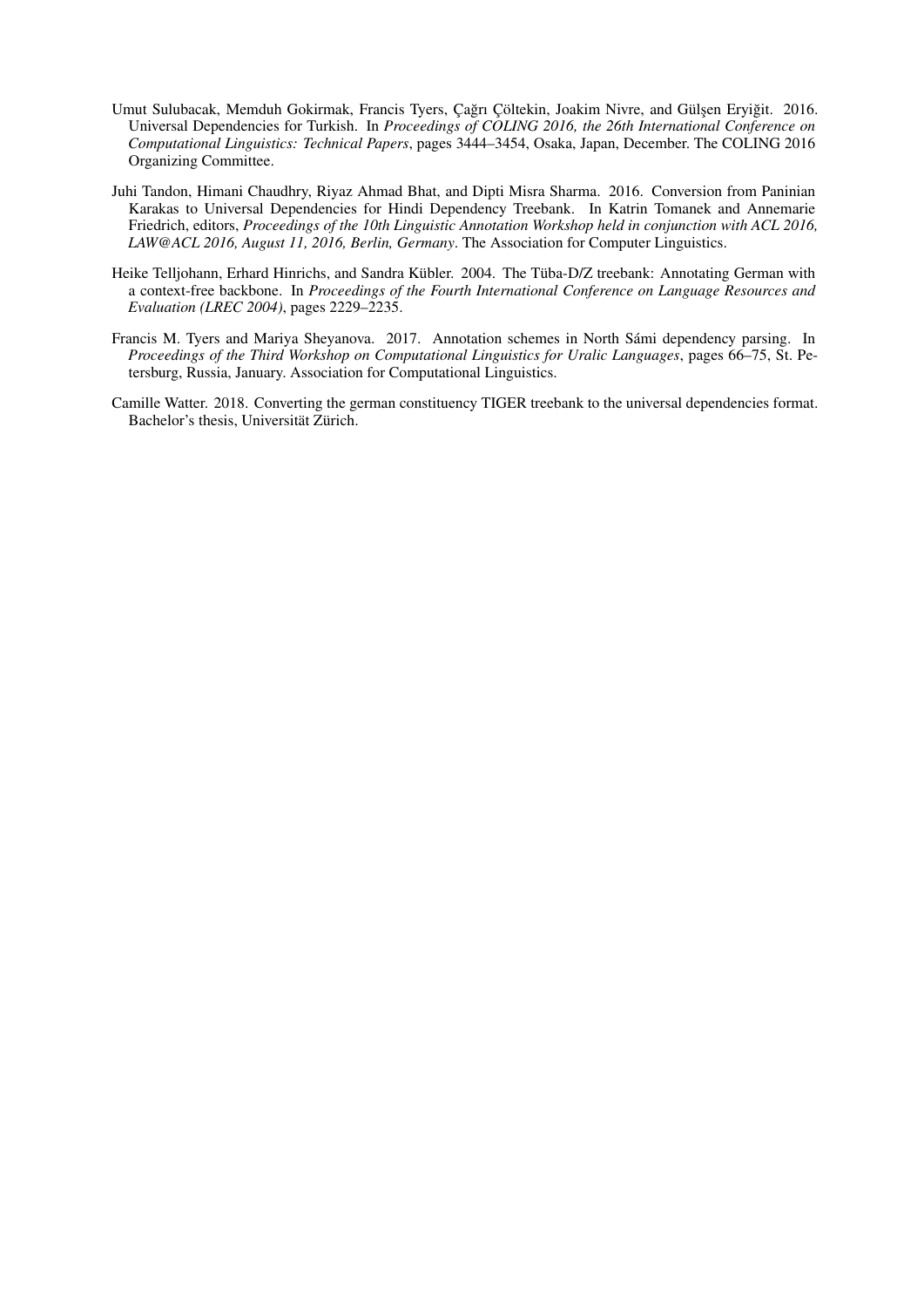Umut Sulubacak, Memduh Gokirmak, Francis Tyers, Çağrı Çöltekin, Joakim Nivre, and Gülşen Eryiğit. 2016. Universal Dependencies for Turkish. In *Proceedings of COLING 2016, the 26th International Conference on Computational Linguistics: Technical Papers*, pages 3444–3454, Osaka, Japan, December. The COLING 2016 Organizing Committee.

Juhi Tandon, Himani Chaudhry, Riyaz Ahmad Bhat, and Dipti Misra Sharma. 2016. Conversion from Paninian Karakas to Universal Dependencies for Hindi Dependency Treebank. In Katrin Tomanek and Annemarie Friedrich, editors, *Proceedings of the 10th Linguistic Annotation Workshop held in conjunction with ACL 2016, LAW@ACL 2016, August 11, 2016, Berlin, Germany*. The Association for Computer Linguistics.

Heike Telljohann, Erhard Hinrichs, and Sandra Kübler. 2004. The Tüba-D/Z treebank: Annotating German with a context-free backbone. In *Proceedings of the Fourth International Conference on Language Resources and Evaluation (LREC 2004)*, pages 2229–2235.

Francis M. Tyers and Mariya Sheyanova. 2017. Annotation schemes in North Sámi dependency parsing. In *Proceedings of the Third Workshop on Computational Linguistics for Uralic Languages*, pages 66–75, St. Petersburg, Russia, January. Association for Computational Linguistics.

Camille Watter. 2018. Converting the german constituency TIGER treebank to the universal dependencies format. Bachelor's thesis, Universität Zürich.